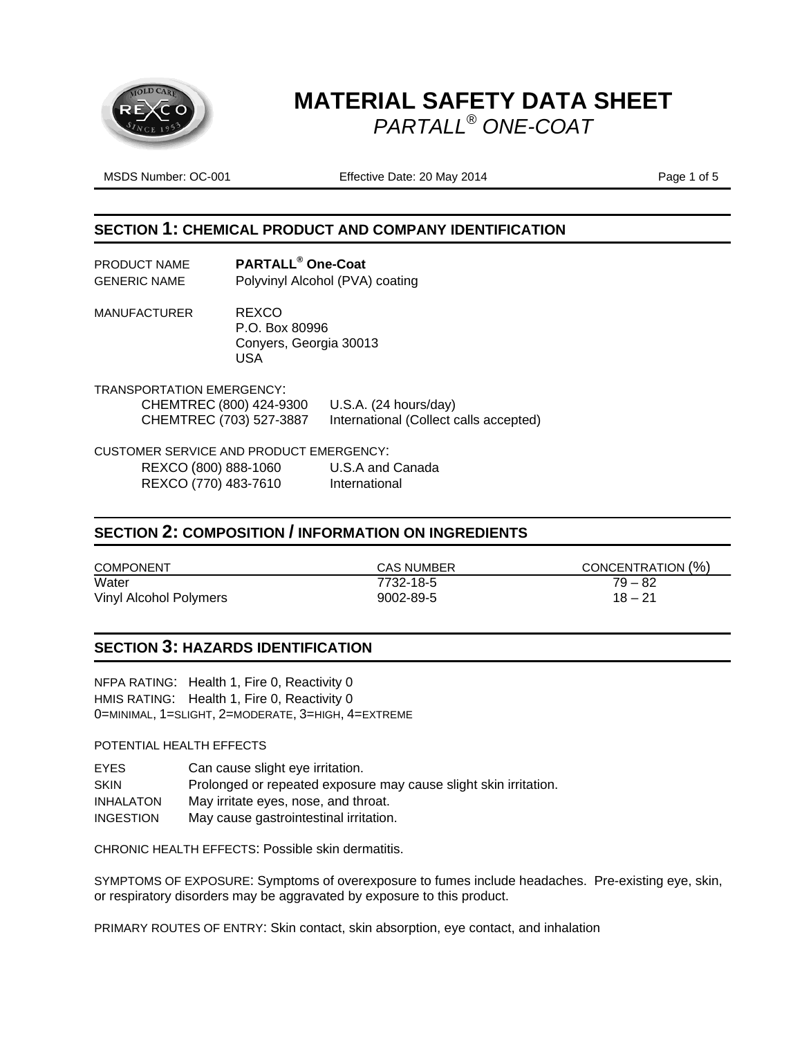# MATERIAL SAFETY DATA SHEET

*PARTALL® ONE-COAT*

MSDS Number: OC-001 | Effective Date: 20 May 2014

## SECTION 1: CHEMICAL PRODUCT AND COMPANY IDENTIFICATION

PRODUCT NAME **PARTALL® One-Coat**

GENERIC NAME Polyvinyl Alcohol (PVA) coating

MANUFACTURER REXCO
P.O. Box 80996
Conyers, Georgia 30013
USA

TRANSPORTATION EMERGENCY:

CHEMTREC (800) 424-9300 U.S.A. (24 hours/day)
CHEMTREC (703) 527-3887 International (Collect calls accepted)

CUSTOMER SERVICE AND PRODUCT EMERGENCY:

REXCO (800) 888-1060 U.S.A and Canada
REXCO (770) 483-7610 International

## SECTION 2: COMPOSITION / INFORMATION ON INGREDIENTS

| COMPONENT | CAS NUMBER | CONCENTRATION (%) |
| --- | --- | --- |
| Water | 7732-18-5 | 79 – 82 |
| Vinyl Alcohol Polymers | 9002-89-5 | 18 – 21 |

## SECTION 3: HAZARDS IDENTIFICATION

NFPA RATING: Health 1, Fire 0, Reactivity 0
HMIS RATING: Health 1, Fire 0, Reactivity 0
0=MINIMAL, 1=SLIGHT, 2=MODERATE, 3=HIGH, 4=EXTREME

POTENTIAL HEALTH EFFECTS

EYES Can cause slight eye irritation.
SKIN Prolonged or repeated exposure may cause slight skin irritation.
INHALATON May irritate eyes, nose, and throat.
INGESTION May cause gastrointestinal irritation.

CHRONIC HEALTH EFFECTS: Possible skin dermatitis.

SYMPTOMS OF EXPOSURE: Symptoms of overexposure to fumes include headaches. Pre-existing eye, skin, or respiratory disorders may be aggravated by exposure to this product.

PRIMARY ROUTES OF ENTRY: Skin contact, skin absorption, eye contact, and inhalation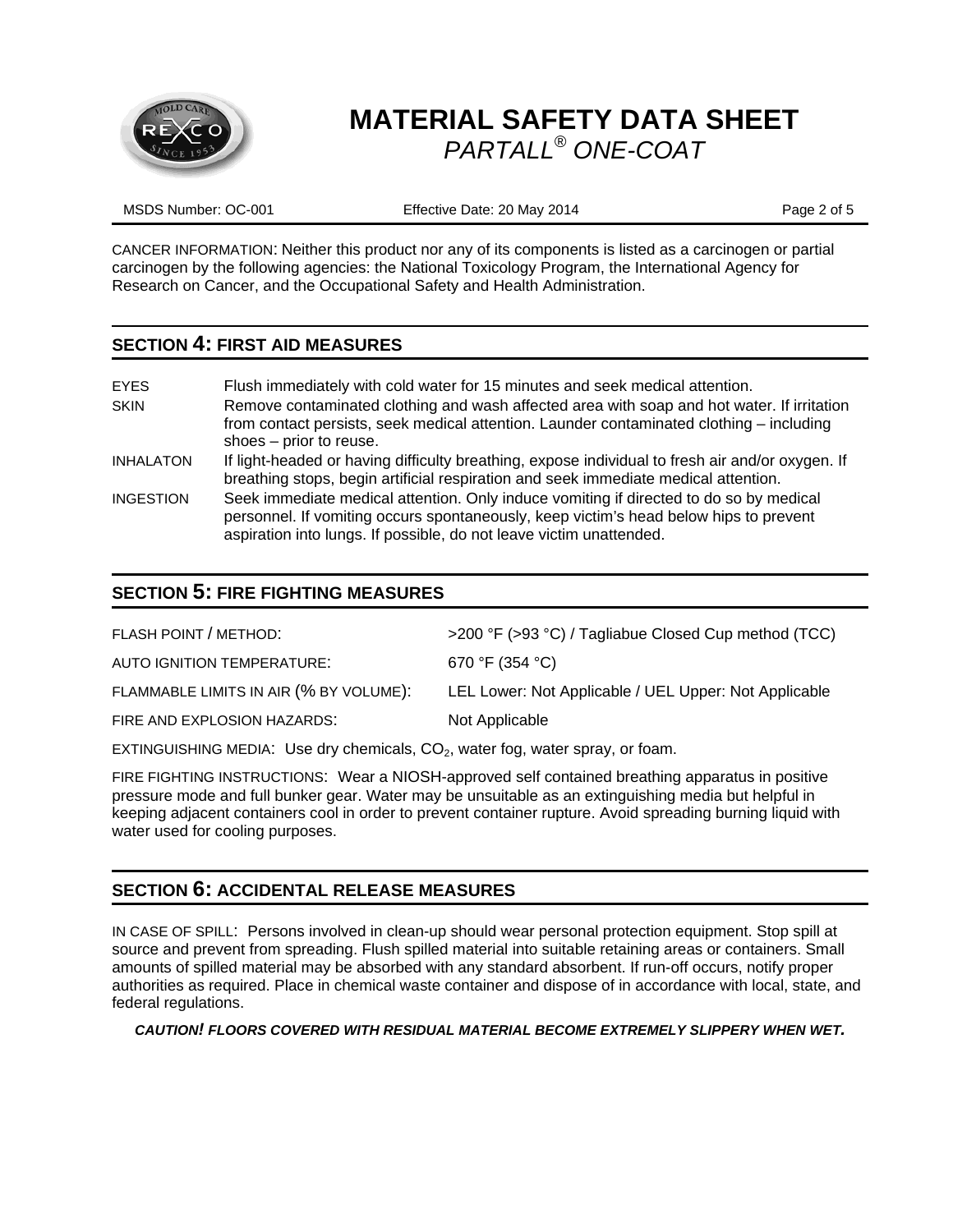CANCER INFORMATION: Neither this product nor any of its components is listed as a carcinogen or partial carcinogen by the following agencies: the National Toxicology Program, the International Agency for Research on Cancer, and the Occupational Safety and Health Administration.

## SECTION 4: FIRST AID MEASURES

| | |
|---|---|
| EYES | Flush immediately with cold water for 15 minutes and seek medical attention. |
| SKIN | Remove contaminated clothing and wash affected area with soap and hot water. If irritation from contact persists, seek medical attention. Launder contaminated clothing – including shoes – prior to reuse. |
| INHALATON | If light-headed or having difficulty breathing, expose individual to fresh air and/or oxygen. If breathing stops, begin artificial respiration and seek immediate medical attention. |
| INGESTION | Seek immediate medical attention. Only induce vomiting if directed to do so by medical personnel. If vomiting occurs spontaneously, keep victim's head below hips to prevent aspiration into lungs. If possible, do not leave victim unattended. |

## SECTION 5: FIRE FIGHTING MEASURES

| | |
|---|---|
| FLASH POINT / METHOD: | >200 °F (>93 °C) / Tagliabue Closed Cup method (TCC) |
| AUTO IGNITION TEMPERATURE: | 670 °F (354 °C) |
| FLAMMABLE LIMITS IN AIR (% BY VOLUME): | LEL Lower: Not Applicable / UEL Upper: Not Applicable |
| FIRE AND EXPLOSION HAZARDS: | Not Applicable |

EXTINGUISHING MEDIA: Use dry chemicals, $CO_2$, water fog, water spray, or foam.

FIRE FIGHTING INSTRUCTIONS: Wear a NIOSH-approved self contained breathing apparatus in positive pressure mode and full bunker gear. Water may be unsuitable as an extinguishing media but helpful in keeping adjacent containers cool in order to prevent container rupture. Avoid spreading burning liquid with water used for cooling purposes.

## SECTION 6: ACCIDENTAL RELEASE MEASURES

IN CASE OF SPILL: Persons involved in clean-up should wear personal protection equipment. Stop spill at source and prevent from spreading. Flush spilled material into suitable retaining areas or containers. Small amounts of spilled material may be absorbed with any standard absorbent. If run-off occurs, notify proper authorities as required. Place in chemical waste container and dispose of in accordance with local, state, and federal regulations.

***CAUTION! FLOORS COVERED WITH RESIDUAL MATERIAL BECOME EXTREMELY SLIPPERY WHEN WET.***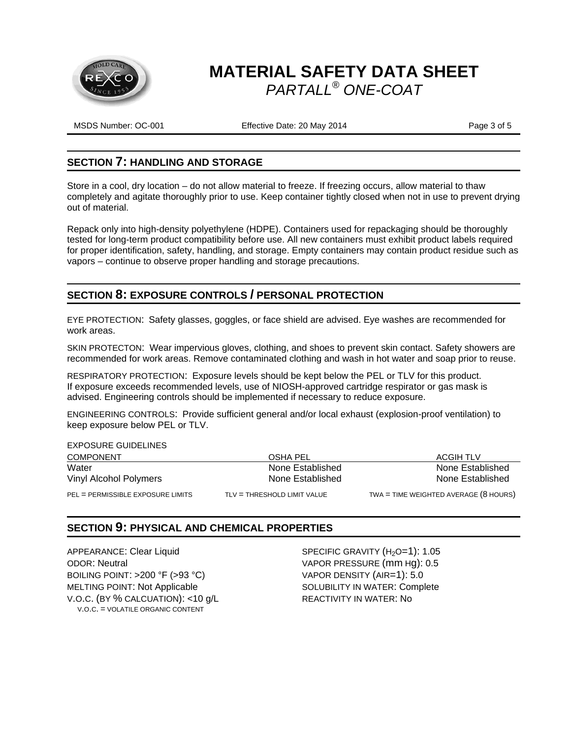# MATERIAL SAFETY DATA SHEET

*PARTALL® ONE-COAT*

MSDS Number: OC-001 | Effective Date: 20 May 2014

## SECTION 7: HANDLING AND STORAGE

Store in a cool, dry location – do not allow material to freeze. If freezing occurs, allow material to thaw completely and agitate thoroughly prior to use. Keep container tightly closed when not in use to prevent drying out of material.

Repack only into high-density polyethylene (HDPE). Containers used for repackaging should be thoroughly tested for long-term product compatibility before use. All new containers must exhibit product labels required for proper identification, safety, handling, and storage. Empty containers may contain product residue such as vapors – continue to observe proper handling and storage precautions.

## SECTION 8: EXPOSURE CONTROLS / PERSONAL PROTECTION

EYE PROTECTION: Safety glasses, goggles, or face shield are advised. Eye washes are recommended for work areas.

SKIN PROTECTON: Wear impervious gloves, clothing, and shoes to prevent skin contact. Safety showers are recommended for work areas. Remove contaminated clothing and wash in hot water and soap prior to reuse.

RESPIRATORY PROTECTION: Exposure levels should be kept below the PEL or TLV for this product. If exposure exceeds recommended levels, use of NIOSH-approved cartridge respirator or gas mask is advised. Engineering controls should be implemented if necessary to reduce exposure.

ENGINEERING CONTROLS: Provide sufficient general and/or local exhaust (explosion-proof ventilation) to keep exposure below PEL or TLV.

EXPOSURE GUIDELINES

| COMPONENT | OSHA PEL | ACGIH TLV |
|---|---|---|
| Water | None Established | None Established |
| Vinyl Alcohol Polymers | None Established | None Established |

PEL = PERMISSIBLE EXPOSURE LIMITS  TLV = THRESHOLD LIMIT VALUE  TWA = TIME WEIGHTED AVERAGE (8 HOURS)

## SECTION 9: PHYSICAL AND CHEMICAL PROPERTIES

APPEARANCE: Clear Liquid
ODOR: Neutral
BOILING POINT: >200 °F (>93 °C)
MELTING POINT: Not Applicable
V.O.C. (BY % CALCUATION): <10 g/L
V.O.C. = VOLATILE ORGANIC CONTENT

SPECIFIC GRAVITY ($H_2O$=1): 1.05
VAPOR PRESSURE (mm Hg): 0.5
VAPOR DENSITY (AIR=1): 5.0
SOLUBILITY IN WATER: Complete
REACTIVITY IN WATER: No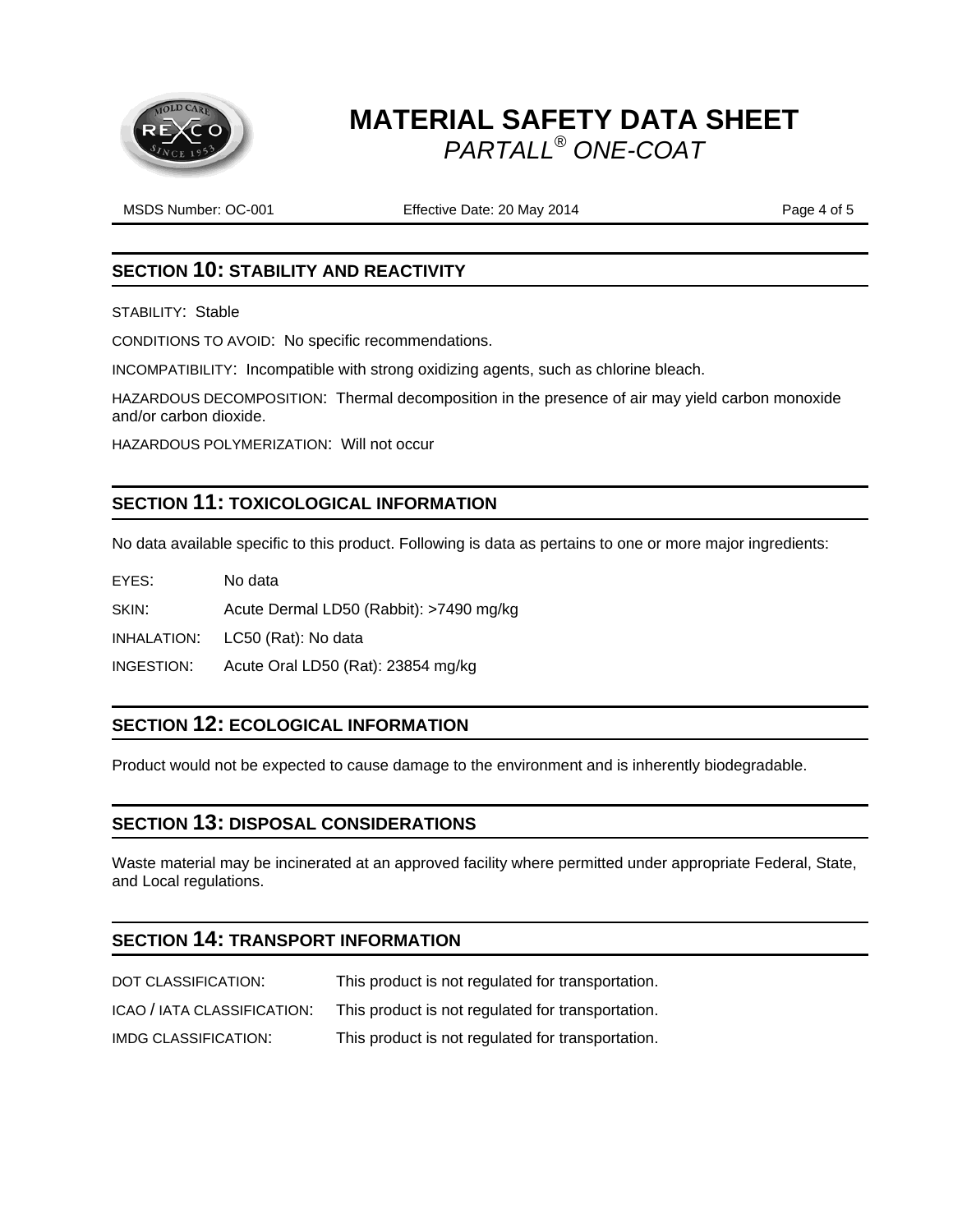## SECTION 10: STABILITY AND REACTIVITY

STABILITY: Stable

CONDITIONS TO AVOID: No specific recommendations.

INCOMPATIBILITY: Incompatible with strong oxidizing agents, such as chlorine bleach.

HAZARDOUS DECOMPOSITION: Thermal decomposition in the presence of air may yield carbon monoxide and/or carbon dioxide.

HAZARDOUS POLYMERIZATION: Will not occur

## SECTION 11: TOXICOLOGICAL INFORMATION

No data available specific to this product. Following is data as pertains to one or more major ingredients:

EYES: No data

SKIN: Acute Dermal LD50 (Rabbit): >7490 mg/kg

INHALATION: LC50 (Rat): No data

INGESTION: Acute Oral LD50 (Rat): 23854 mg/kg

## SECTION 12: ECOLOGICAL INFORMATION

Product would not be expected to cause damage to the environment and is inherently biodegradable.

## SECTION 13: DISPOSAL CONSIDERATIONS

Waste material may be incinerated at an approved facility where permitted under appropriate Federal, State, and Local regulations.

## SECTION 14: TRANSPORT INFORMATION

DOT CLASSIFICATION: This product is not regulated for transportation.

ICAO / IATA CLASSIFICATION: This product is not regulated for transportation.

IMDG CLASSIFICATION: This product is not regulated for transportation.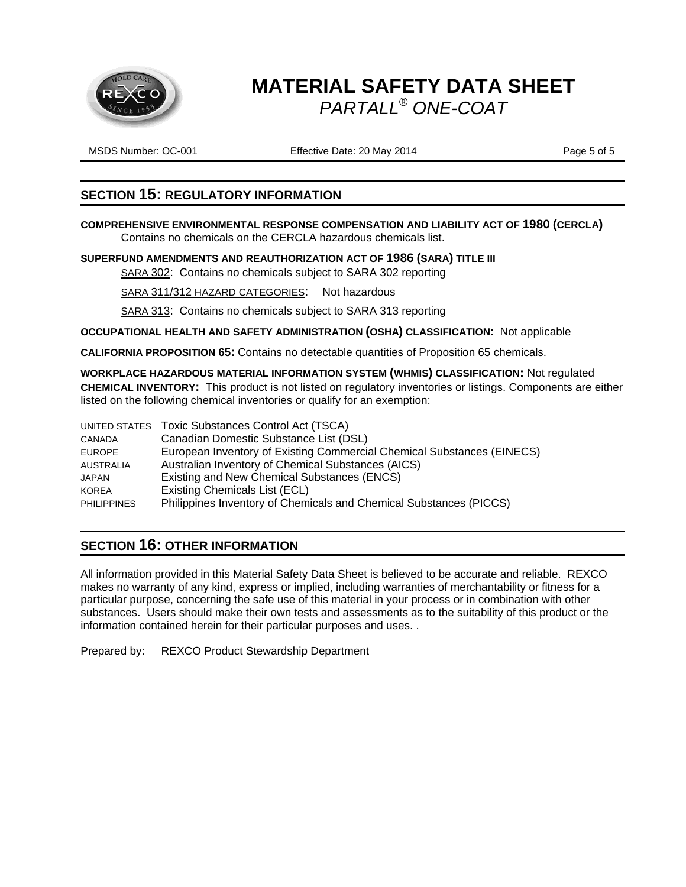## SECTION 15: REGULATORY INFORMATION

**COMPREHENSIVE ENVIRONMENTAL RESPONSE COMPENSATION AND LIABILITY ACT OF 1980 (CERCLA)**
Contains no chemicals on the CERCLA hazardous chemicals list.

**SUPERFUND AMENDMENTS AND REAUTHORIZATION ACT OF 1986 (SARA) TITLE III**

SARA 302: Contains no chemicals subject to SARA 302 reporting

SARA 311/312 HAZARD CATEGORIES: Not hazardous

SARA 313: Contains no chemicals subject to SARA 313 reporting

**OCCUPATIONAL HEALTH AND SAFETY ADMINISTRATION (OSHA) CLASSIFICATION:** Not applicable

**CALIFORNIA PROPOSITION 65:** Contains no detectable quantities of Proposition 65 chemicals.

**WORKPLACE HAZARDOUS MATERIAL INFORMATION SYSTEM (WHMIS) CLASSIFICATION:** Not regulated

**CHEMICAL INVENTORY:** This product is not listed on regulatory inventories or listings. Components are either listed on the following chemical inventories or qualify for an exemption:

| | |
|---|---|
| UNITED STATES | Toxic Substances Control Act (TSCA) |
| CANADA | Canadian Domestic Substance List (DSL) |
| EUROPE | European Inventory of Existing Commercial Chemical Substances (EINECS) |
| AUSTRALIA | Australian Inventory of Chemical Substances (AICS) |
| JAPAN | Existing and New Chemical Substances (ENCS) |
| KOREA | Existing Chemicals List (ECL) |
| PHILIPPINES | Philippines Inventory of Chemicals and Chemical Substances (PICCS) |

## SECTION 16: OTHER INFORMATION

All information provided in this Material Safety Data Sheet is believed to be accurate and reliable. REXCO makes no warranty of any kind, express or implied, including warranties of merchantability or fitness for a particular purpose, concerning the safe use of this material in your process or in combination with other substances. Users should make their own tests and assessments as to the suitability of this product or the information contained herein for their particular purposes and uses. .

Prepared by: REXCO Product Stewardship Department